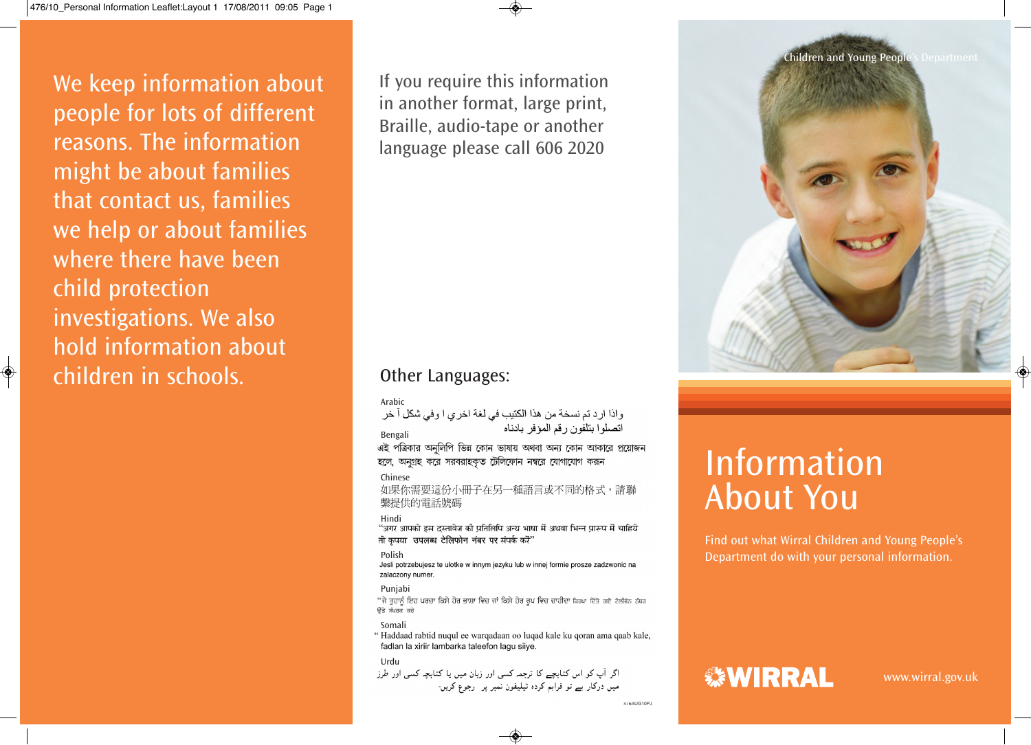We keep information about people for lots of different reasons. The information might be about families that contact us, families we help or about families where there have been child protection investigations. We also hold information about children in schools.

If you require this information in another format, large print, Braille, audio-tape or another language please call 606 2020

## Other Languages:

Arabic
واذا ارد تم نسخة من هذا الكتيب في لغة اخري ا وفي شكل آ خر اتصلوا بتلفون رقم المؤفر بادناه

Bengali
এই পত্রিকার অনুলিপি ভিন্ন কোন ভাষায় অথবা অন্য কোন আকারে প্রয়োজন হলে, অনুগ্রহ করে সরবরাহকৃত টেলিফোন নম্বরে যোগাযোগ করুন

Chinese
如果你需要這份小冊子在另一種語言或不同的格式，請聯繫提供的電話號碼

Hindi
"अगर आपको इस दस्तावेज की प्रतिलिपि अन्य भाषा में अथवा भिन्न प्रारूप में चाहिये तो कृपया उपलब्ध टेलिफोन नंबर पर संपर्क करें"

Polish
Jesli potrzebujesz te ulotke w innym jezyku lub w innej formie prosze zadzwonic na zalaczony numer.

Punjabi
"ਜੇ ਤੁਹਾਨੂੰ ਇਹ ਪਰਚਾ ਕਿਸੇ ਹੋਰ ਭਾਸ਼ਾ ਵਿਚ ਜਾਂ ਕਿਸੇ ਹੋਰ ਰੂਪ ਵਿਚ ਚਾਹੀਦਾ ਕਿਰਪਾ ਦਿੱਤੇ ਗਏ ਟੇਲੀਫੋਨ ਨੰਬਰ ਉੱਤੇ ਸੰਪਰਕ ਕਰੋ

Somali
"Haddaad rabtid nuqul ee warqadaan oo luqad kale ku qoran ama qaab kale, fadlan la xiriir lambarka taleefon lagu siiye.

Urdu
اگر آپ کو اس کتابچے کا ترجمہ کسی اور زبان میں یا کتابچہ کسی اور طرز میں درکار ہے تو فراہم کردہ ٹیلیفون نمبر پر رجوع کریں۔

476AUG10PJ

Children and Young People's Department

# Information About You

Find out what Wirral Children and Young People's Department do with your personal information.

WIRRAL

www.wirral.gov.uk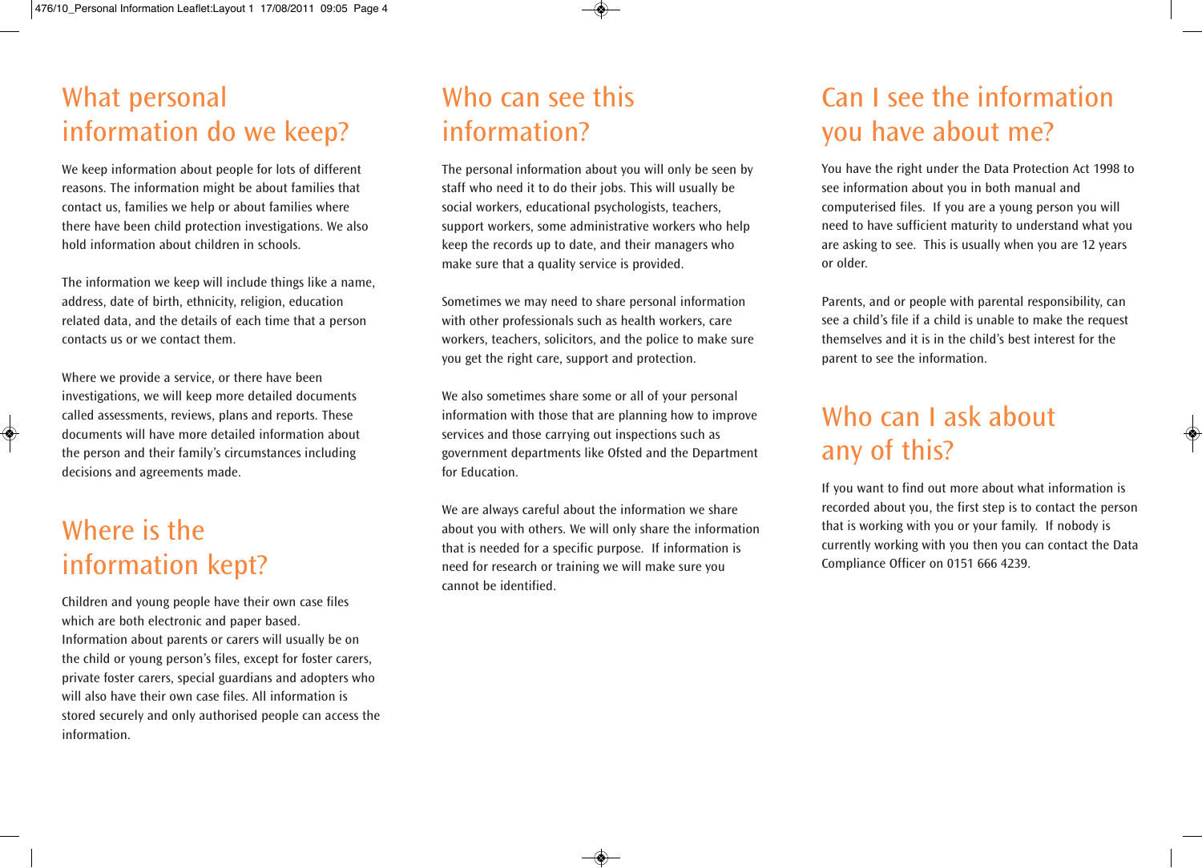## What personal information do we keep?

We keep information about people for lots of different reasons. The information might be about families that contact us, families we help or about families where there have been child protection investigations. We also hold information about children in schools.

The information we keep will include things like a name, address, date of birth, ethnicity, religion, education related data, and the details of each time that a person contacts us or we contact them.

Where we provide a service, or there have been investigations, we will keep more detailed documents called assessments, reviews, plans and reports. These documents will have more detailed information about the person and their family's circumstances including decisions and agreements made.

## Where is the information kept?

Children and young people have their own case files which are both electronic and paper based. Information about parents or carers will usually be on the child or young person's files, except for foster carers, private foster carers, special guardians and adopters who will also have their own case files. All information is stored securely and only authorised people can access the information.

## Who can see this information?

The personal information about you will only be seen by staff who need it to do their jobs. This will usually be social workers, educational psychologists, teachers, support workers, some administrative workers who help keep the records up to date, and their managers who make sure that a quality service is provided.

Sometimes we may need to share personal information with other professionals such as health workers, care workers, teachers, solicitors, and the police to make sure you get the right care, support and protection.

We also sometimes share some or all of your personal information with those that are planning how to improve services and those carrying out inspections such as government departments like Ofsted and the Department for Education.

We are always careful about the information we share about you with others. We will only share the information that is needed for a specific purpose. If information is need for research or training we will make sure you cannot be identified.

## Can I see the information you have about me?

You have the right under the Data Protection Act 1998 to see information about you in both manual and computerised files. If you are a young person you will need to have sufficient maturity to understand what you are asking to see. This is usually when you are 12 years or older.

Parents, and or people with parental responsibility, can see a child's file if a child is unable to make the request themselves and it is in the child's best interest for the parent to see the information.

## Who can I ask about any of this?

If you want to find out more about what information is recorded about you, the first step is to contact the person that is working with you or your family. If nobody is currently working with you then you can contact the Data Compliance Officer on 0151 666 4239.